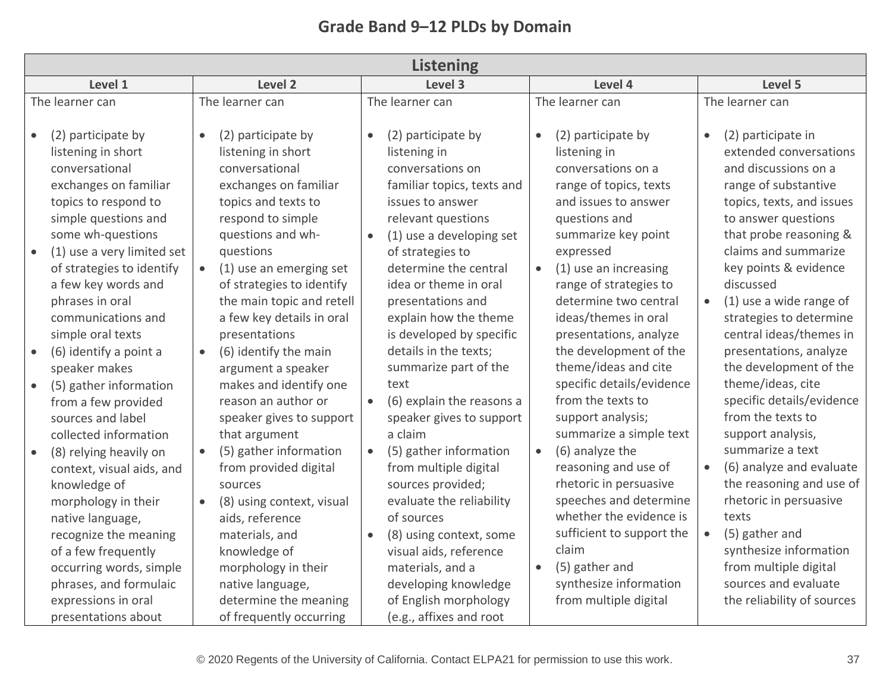## Grade Band 9–12 PLDs by Domain

| Listening | | | | |
|---|---|---|---|---|
| **Level 1** | **Level 2** | **Level 3** | **Level 4** | **Level 5** |
| The learner can<br><br>• (2) participate by listening in short conversational exchanges on familiar topics to respond to simple questions and some wh-questions<br>• (1) use a very limited set of strategies to identify a few key words and phrases in oral communications and simple oral texts<br>• (6) identify a point a speaker makes<br>• (5) gather information from a few provided sources and label collected information<br>• (8) relying heavily on context, visual aids, and knowledge of morphology in their native language, recognize the meaning of a few frequently occurring words, simple phrases, and formulaic expressions in oral presentations about | The learner can<br><br>• (2) participate by listening in short conversational exchanges on familiar topics and texts to respond to simple questions and wh-questions<br>• (1) use an emerging set of strategies to identify the main topic and retell a few key details in oral presentations<br>• (6) identify the main argument a speaker makes and identify one reason an author or speaker gives to support that argument<br>• (5) gather information from provided digital sources<br>• (8) using context, visual aids, reference materials, and knowledge of morphology in their native language, determine the meaning of frequently occurring | The learner can<br><br>• (2) participate by listening in conversations on familiar topics, texts and issues to answer relevant questions<br>• (1) use a developing set of strategies to determine the central idea or theme in oral presentations and explain how the theme is developed by specific details in the texts; summarize part of the text<br>• (6) explain the reasons a speaker gives to support a claim<br>• (5) gather information from multiple digital sources provided; evaluate the reliability of sources<br>• (8) using context, some visual aids, reference materials, and a developing knowledge of English morphology (e.g., affixes and root | The learner can<br><br>• (2) participate by listening in conversations on a range of topics, texts and issues to answer questions and summarize key point expressed<br>• (1) use an increasing range of strategies to determine two central ideas/themes in oral presentations, analyze the development of the theme/ideas and cite specific details/evidence from the texts to support analysis; summarize a simple text<br>• (6) analyze the reasoning and use of rhetoric in persuasive speeches and determine whether the evidence is sufficient to support the claim<br>• (5) gather and synthesize information from multiple digital | The learner can<br><br>• (2) participate in extended conversations and discussions on a range of substantive topics, texts, and issues to answer questions that probe reasoning & claims and summarize key points & evidence discussed<br>• (1) use a wide range of strategies to determine central ideas/themes in presentations, analyze the development of the theme/ideas, cite specific details/evidence from the texts to support analysis, summarize a text<br>• (6) analyze and evaluate the reasoning and use of rhetoric in persuasive texts<br>• (5) gather and synthesize information from multiple digital sources and evaluate the reliability of sources |

© 2020 Regents of the University of California. Contact ELPA21 for permission to use this work.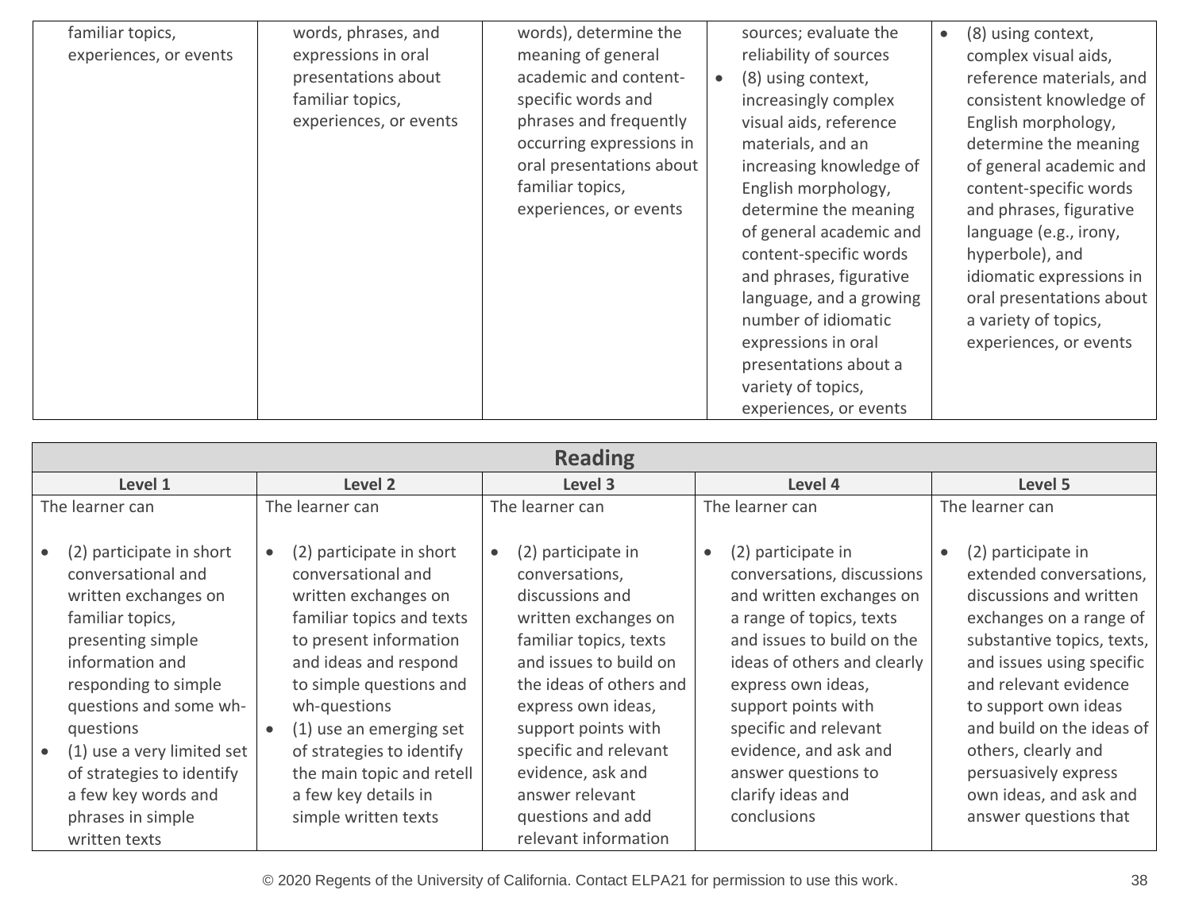| | | | | |
|---|---|---|---|---|
| familiar topics, experiences, or events | words, phrases, and expressions in oral presentations about familiar topics, experiences, or events | words), determine the meaning of general academic and content-specific words and phrases and frequently occurring expressions in oral presentations about familiar topics, experiences, or events | sources; evaluate the reliability of sources<br>• (8) using context, increasingly complex visual aids, reference materials, and an increasing knowledge of English morphology, determine the meaning of general academic and content-specific words and phrases, figurative language, and a growing number of idiomatic expressions in oral presentations about a variety of topics, experiences, or events | • (8) using context, complex visual aids, reference materials, and consistent knowledge of English morphology, determine the meaning of general academic and content-specific words and phrases, figurative language (e.g., irony, hyperbole), and idiomatic expressions in oral presentations about a variety of topics, experiences, or events |

| Reading | | | | |
|---|---|---|---|---|
| **Level 1** | **Level 2** | **Level 3** | **Level 4** | **Level 5** |
| The learner can<br><br>• (2) participate in short conversational and written exchanges on familiar topics, presenting simple information and responding to simple questions and some wh-questions<br>• (1) use a very limited set of strategies to identify a few key words and phrases in simple written texts | The learner can<br><br>• (2) participate in short conversational and written exchanges on familiar topics and texts to present information and ideas and respond to simple questions and wh-questions<br>• (1) use an emerging set of strategies to identify the main topic and retell a few key details in simple written texts | The learner can<br><br>• (2) participate in conversations, discussions and written exchanges on familiar topics, texts and issues to build on the ideas of others and express own ideas, support points with specific and relevant evidence, ask and answer relevant questions and add relevant information | The learner can<br><br>• (2) participate in conversations, discussions and written exchanges on a range of topics, texts and issues to build on the ideas of others and clearly express own ideas, support points with specific and relevant evidence, and ask and answer questions to clarify ideas and conclusions | The learner can<br><br>• (2) participate in extended conversations, discussions and written exchanges on a range of substantive topics, texts, and issues using specific and relevant evidence to support own ideas and build on the ideas of others, clearly and persuasively express own ideas, and ask and answer questions that |

© 2020 Regents of the University of California. Contact ELPA21 for permission to use this work.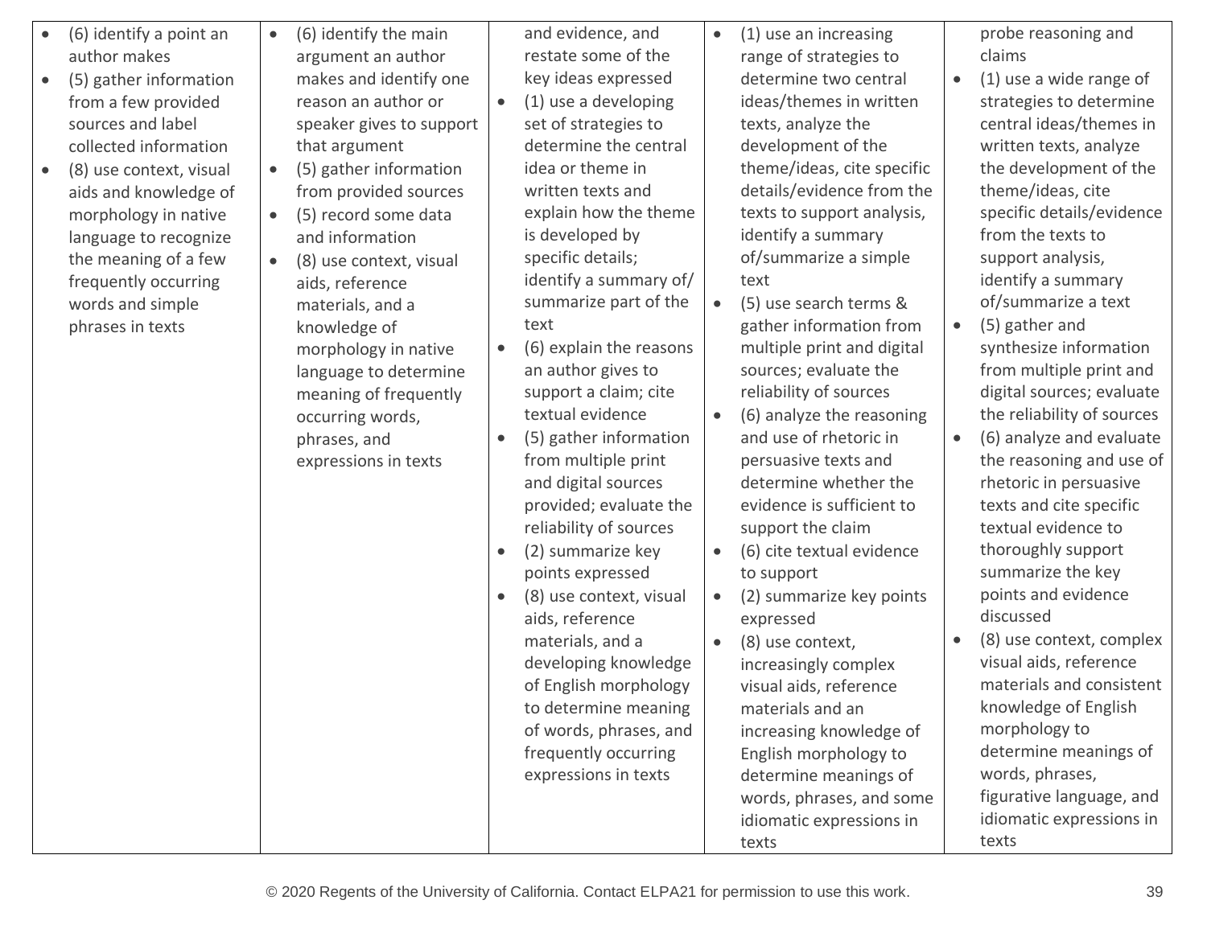| | | | | |
|---|---|---|---|---|
| • (6) identify a point an author makes<br>• (5) gather information from a few provided sources and label collected information<br>• (8) use context, visual aids and knowledge of morphology in native language to recognize the meaning of a few frequently occurring words and simple phrases in texts | • (6) identify the main argument an author makes and identify one reason an author or speaker gives to support that argument<br>• (5) gather information from provided sources<br>• (5) record some data and information<br>• (8) use context, visual aids, reference materials, and a knowledge of morphology in native language to determine meaning of frequently occurring words, phrases, and expressions in texts | and evidence, and restate some of the key ideas expressed<br>• (1) use a developing set of strategies to determine the central idea or theme in written texts and explain how the theme is developed by specific details; identify a summary of/ summarize part of the text<br>• (6) explain the reasons an author gives to support a claim; cite textual evidence<br>• (5) gather information from multiple print and digital sources provided; evaluate the reliability of sources<br>• (2) summarize key points expressed<br>• (8) use context, visual aids, reference materials, and a developing knowledge of English morphology to determine meaning of words, phrases, and frequently occurring expressions in texts | • (1) use an increasing range of strategies to determine two central ideas/themes in written texts, analyze the development of the theme/ideas, cite specific details/evidence from the texts to support analysis, identify a summary of/summarize a simple text<br>• (5) use search terms & gather information from multiple print and digital sources; evaluate the reliability of sources<br>• (6) analyze the reasoning and use of rhetoric in persuasive texts and determine whether the evidence is sufficient to support the claim<br>• (6) cite textual evidence to support<br>• (2) summarize key points expressed<br>• (8) use context, increasingly complex visual aids, reference materials and an increasing knowledge of English morphology to determine meanings of words, phrases, and some idiomatic expressions in texts | probe reasoning and claims<br>• (1) use a wide range of strategies to determine central ideas/themes in written texts, analyze the development of the theme/ideas, cite specific details/evidence from the texts to support analysis, identify a summary of/summarize a text<br>• (5) gather and synthesize information from multiple print and digital sources; evaluate the reliability of sources<br>• (6) analyze and evaluate the reasoning and use of rhetoric in persuasive texts and cite specific textual evidence to thoroughly support summarize the key points and evidence discussed<br>• (8) use context, complex visual aids, reference materials and consistent knowledge of English morphology to determine meanings of words, phrases, figurative language, and idiomatic expressions in texts |

© 2020 Regents of the University of California. Contact ELPA21 for permission to use this work.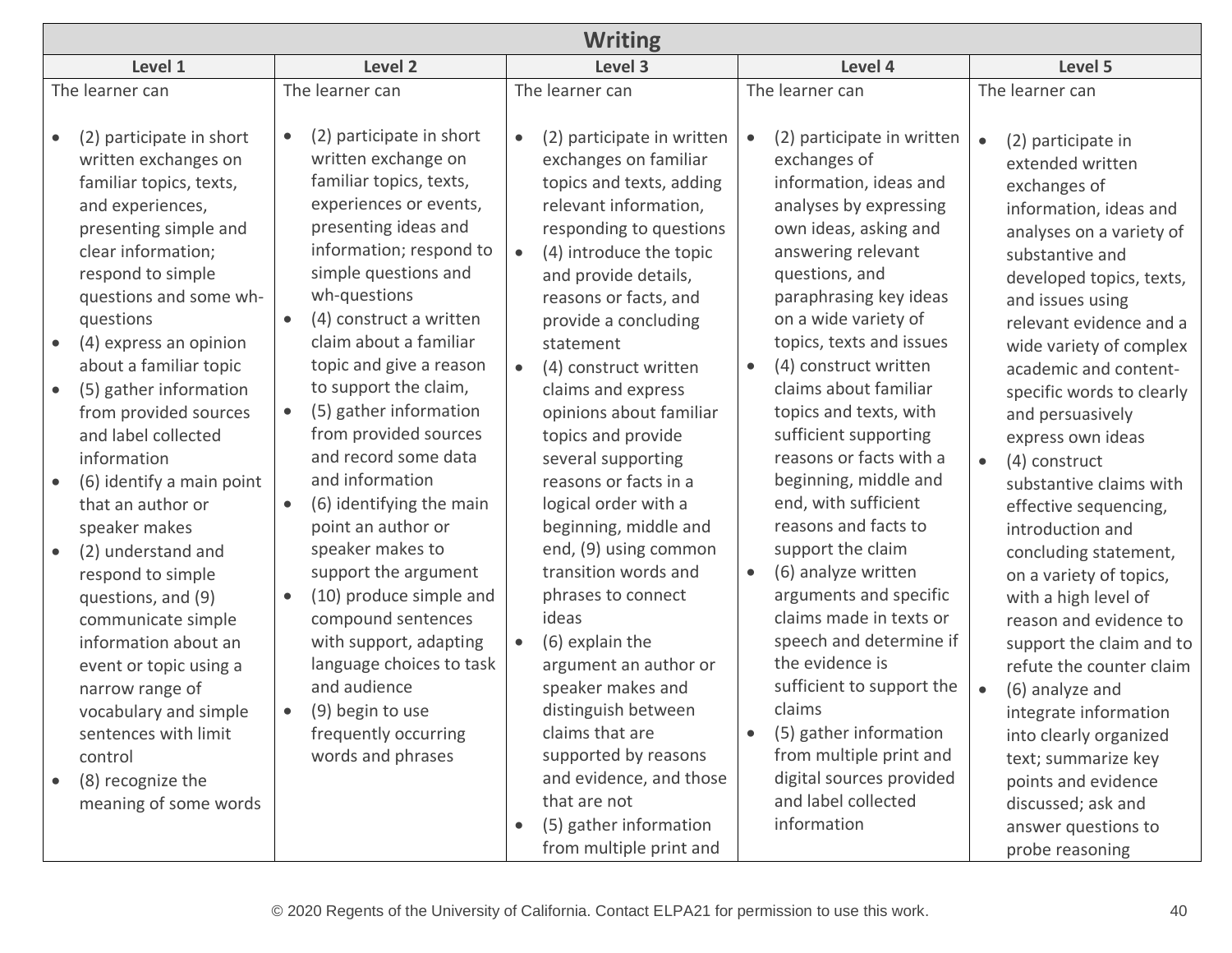| Writing | | | | |
|---|---|---|---|---|
| **Level 1** | **Level 2** | **Level 3** | **Level 4** | **Level 5** |
| The learner can<br><br>• (2) participate in short written exchanges on familiar topics, texts, and experiences, presenting simple and clear information; respond to simple questions and some wh-questions<br>• (4) express an opinion about a familiar topic<br>• (5) gather information from provided sources and label collected information<br>• (6) identify a main point that an author or speaker makes<br>• (2) understand and respond to simple questions, and (9) communicate simple information about an event or topic using a narrow range of vocabulary and simple sentences with limit control<br>• (8) recognize the meaning of some words | The learner can<br><br>• (2) participate in short written exchange on familiar topics, texts, experiences or events, presenting ideas and information; respond to simple questions and wh-questions<br>• (4) construct a written claim about a familiar topic and give a reason to support the claim,<br>• (5) gather information from provided sources and record some data and information<br>• (6) identifying the main point an author or speaker makes to support the argument<br>• (10) produce simple and compound sentences with support, adapting language choices to task and audience<br>• (9) begin to use frequently occurring words and phrases | The learner can<br><br>• (2) participate in written exchanges on familiar topics and texts, adding relevant information, responding to questions<br>• (4) introduce the topic and provide details, reasons or facts, and provide a concluding statement<br>• (4) construct written claims and express opinions about familiar topics and provide several supporting reasons or facts in a logical order with a beginning, middle and end, (9) using common transition words and phrases to connect ideas<br>• (6) explain the argument an author or speaker makes and distinguish between claims that are supported by reasons and evidence, and those that are not<br>• (5) gather information from multiple print and | The learner can<br><br>• (2) participate in written exchanges of information, ideas and analyses by expressing own ideas, asking and answering relevant questions, and paraphrasing key ideas on a wide variety of topics, texts and issues<br>• (4) construct written claims about familiar topics and texts, with sufficient supporting reasons or facts with a beginning, middle and end, with sufficient reasons and facts to support the claim<br>• (6) analyze written arguments and specific claims made in texts or speech and determine if the evidence is sufficient to support the claims<br>• (5) gather information from multiple print and digital sources provided and label collected information | The learner can<br><br>• (2) participate in extended written exchanges of information, ideas and analyses on a variety of substantive and developed topics, texts, and issues using relevant evidence and a wide variety of complex academic and content-specific words to clearly and persuasively express own ideas<br>• (4) construct substantive claims with effective sequencing, introduction and concluding statement, on a variety of topics, with a high level of reason and evidence to support the claim and to refute the counter claim<br>• (6) analyze and integrate information into clearly organized text; summarize key points and evidence discussed; ask and answer questions to probe reasoning |

© 2020 Regents of the University of California. Contact ELPA21 for permission to use this work.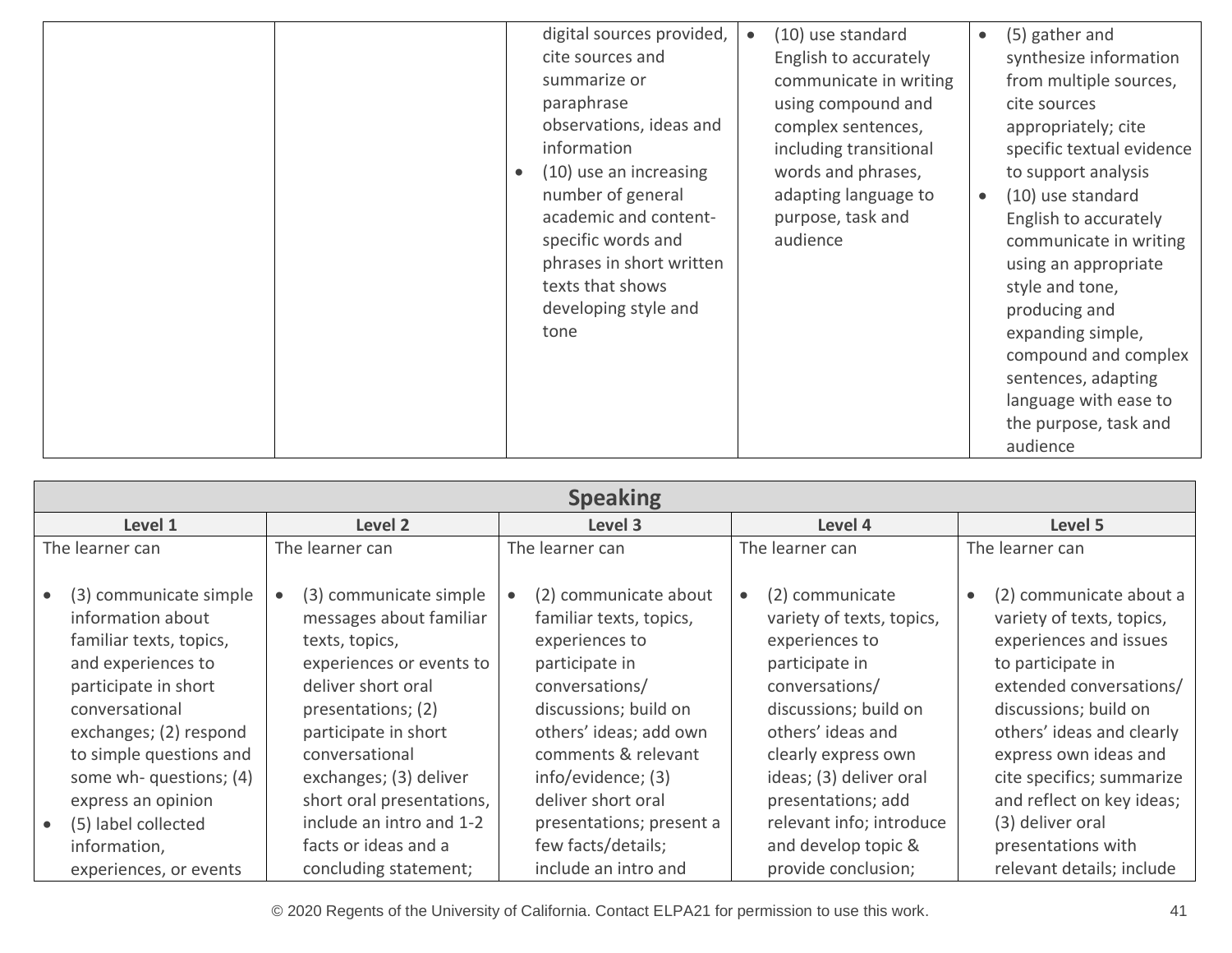|  |  |  |  |  |
|---|---|---|---|---|
|  |  | digital sources provided, cite sources and summarize or paraphrase observations, ideas and information<br>• (10) use an increasing number of general academic and content-specific words and phrases in short written texts that shows developing style and tone | • (10) use standard English to accurately communicate in writing using compound and complex sentences, including transitional words and phrases, adapting language to purpose, task and audience | • (5) gather and synthesize information from multiple sources, cite sources appropriately; cite specific textual evidence to support analysis<br>• (10) use standard English to accurately communicate in writing using an appropriate style and tone, producing and expanding simple, compound and complex sentences, adapting language with ease to the purpose, task and audience |

| Speaking | | | | |
|---|---|---|---|---|
| **Level 1** | **Level 2** | **Level 3** | **Level 4** | **Level 5** |
| The learner can<br><br>• (3) communicate simple information about familiar texts, topics, and experiences to participate in short conversational exchanges; (2) respond to simple questions and some wh- questions; (4) express an opinion<br>• (5) label collected information, experiences, or events | The learner can<br><br>• (3) communicate simple messages about familiar texts, topics, experiences or events to deliver short oral presentations; (2) participate in short conversational exchanges; (3) deliver short oral presentations, include an intro and 1-2 facts or ideas and a concluding statement; | The learner can<br><br>• (2) communicate about familiar texts, topics, experiences to participate in conversations/ discussions; build on others' ideas; add own comments & relevant info/evidence; (3) deliver short oral presentations; present a few facts/details; include an intro and | The learner can<br><br>• (2) communicate variety of texts, topics, experiences to participate in conversations/ discussions; build on others' ideas and clearly express own ideas; (3) deliver oral presentations; add relevant info; introduce and develop topic & provide conclusion; | The learner can<br><br>• (2) communicate about a variety of texts, topics, experiences and issues to participate in extended conversations/ discussions; build on others' ideas and clearly express own ideas and cite specifics; summarize and reflect on key ideas; (3) deliver oral presentations with relevant details; include |

© 2020 Regents of the University of California. Contact ELPA21 for permission to use this work.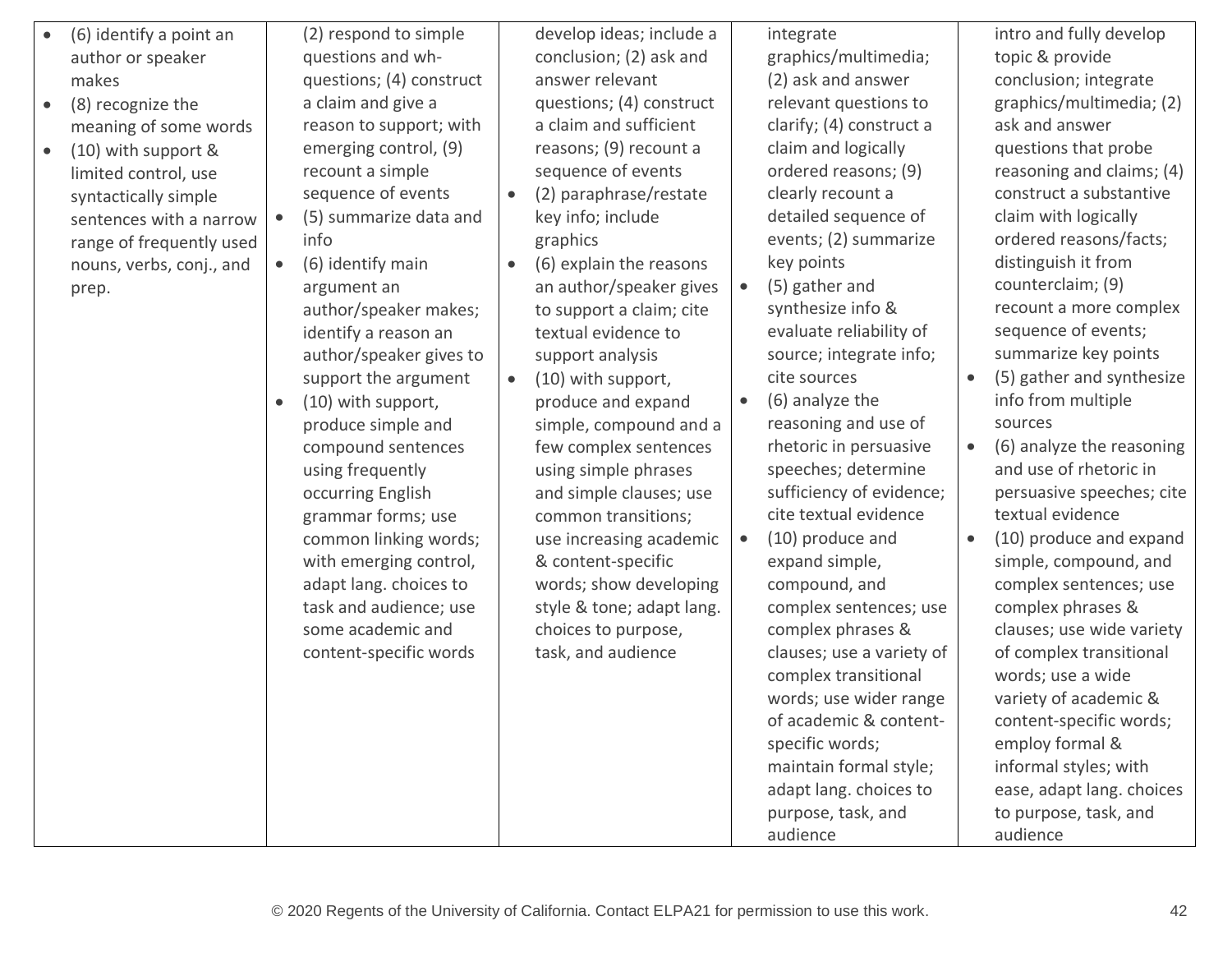| | | | | |
|---|---|---|---|---|
| • (6) identify a point an author or speaker makes<br>• (8) recognize the meaning of some words<br>• (10) with support & limited control, use syntactically simple sentences with a narrow range of frequently used nouns, verbs, conj., and prep. | (2) respond to simple questions and wh-questions; (4) construct a claim and give a reason to support; with emerging control, (9) recount a simple sequence of events<br>• (5) summarize data and info<br>• (6) identify main argument an author/speaker makes; identify a reason an author/speaker gives to support the argument<br>• (10) with support, produce simple and compound sentences using frequently occurring English grammar forms; use common linking words; with emerging control, adapt lang. choices to task and audience; use some academic and content-specific words | develop ideas; include a conclusion; (2) ask and answer relevant questions; (4) construct a claim and sufficient reasons; (9) recount a sequence of events<br>• (2) paraphrase/restate key info; include graphics<br>• (6) explain the reasons an author/speaker gives to support a claim; cite textual evidence to support analysis<br>• (10) with support, produce and expand simple, compound and a few complex sentences using simple phrases and simple clauses; use common transitions; use increasing academic & content-specific words; show developing style & tone; adapt lang. choices to purpose, task, and audience | integrate graphics/multimedia; (2) ask and answer relevant questions to clarify; (4) construct a claim and logically ordered reasons; (9) clearly recount a detailed sequence of events; (2) summarize key points<br>• (5) gather and synthesize info & evaluate reliability of source; integrate info; cite sources<br>• (6) analyze the reasoning and use of rhetoric in persuasive speeches; determine sufficiency of evidence; cite textual evidence<br>• (10) produce and expand simple, compound, and complex sentences; use complex phrases & clauses; use a variety of complex transitional words; use wider range of academic & content-specific words; maintain formal style; adapt lang. choices to purpose, task, and audience | intro and fully develop topic & provide conclusion; integrate graphics/multimedia; (2) ask and answer questions that probe reasoning and claims; (4) construct a substantive claim with logically ordered reasons/facts; distinguish it from counterclaim; (9) recount a more complex sequence of events; summarize key points<br>• (5) gather and synthesize info from multiple sources<br>• (6) analyze the reasoning and use of rhetoric in persuasive speeches; cite textual evidence<br>• (10) produce and expand simple, compound, and complex sentences; use complex phrases & clauses; use wide variety of complex transitional words; use a wide variety of academic & content-specific words; employ formal & informal styles; with ease, adapt lang. choices to purpose, task, and audience |

© 2020 Regents of the University of California. Contact ELPA21 for permission to use this work.